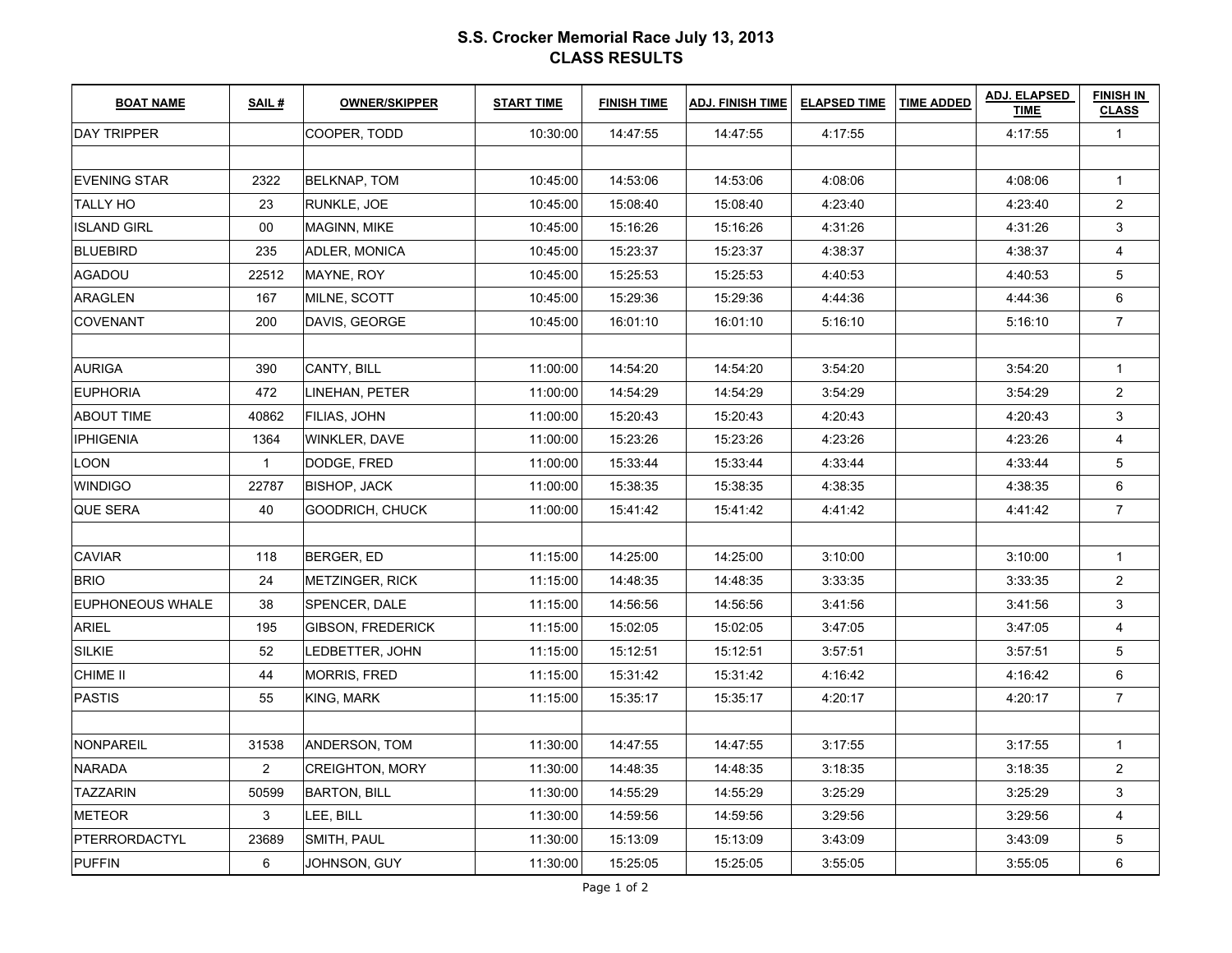# S.S. Crocker Memorial Race July 13, 2013
## CLASS RESULTS

| BOAT NAME | SAIL # | OWNER/SKIPPER | START TIME | FINISH TIME | ADJ. FINISH TIME | ELAPSED TIME | TIME ADDED | ADJ. ELAPSED TIME | FINISH IN CLASS |
|---|---|---|---|---|---|---|---|---|---|
| DAY TRIPPER | | COOPER, TODD | 10:30:00 | 14:47:55 | 14:47:55 | 4:17:55 | | 4:17:55 | 1 |
| | | | | | | | | | |
| EVENING STAR | 2322 | BELKNAP, TOM | 10:45:00 | 14:53:06 | 14:53:06 | 4:08:06 | | 4:08:06 | 1 |
| TALLY HO | 23 | RUNKLE, JOE | 10:45:00 | 15:08:40 | 15:08:40 | 4:23:40 | | 4:23:40 | 2 |
| ISLAND GIRL | 00 | MAGINN, MIKE | 10:45:00 | 15:16:26 | 15:16:26 | 4:31:26 | | 4:31:26 | 3 |
| BLUEBIRD | 235 | ADLER, MONICA | 10:45:00 | 15:23:37 | 15:23:37 | 4:38:37 | | 4:38:37 | 4 |
| AGADOU | 22512 | MAYNE, ROY | 10:45:00 | 15:25:53 | 15:25:53 | 4:40:53 | | 4:40:53 | 5 |
| ARAGLEN | 167 | MILNE, SCOTT | 10:45:00 | 15:29:36 | 15:29:36 | 4:44:36 | | 4:44:36 | 6 |
| COVENANT | 200 | DAVIS, GEORGE | 10:45:00 | 16:01:10 | 16:01:10 | 5:16:10 | | 5:16:10 | 7 |
| | | | | | | | | | |
| AURIGA | 390 | CANTY, BILL | 11:00:00 | 14:54:20 | 14:54:20 | 3:54:20 | | 3:54:20 | 1 |
| EUPHORIA | 472 | LINEHAN, PETER | 11:00:00 | 14:54:29 | 14:54:29 | 3:54:29 | | 3:54:29 | 2 |
| ABOUT TIME | 40862 | FILIAS, JOHN | 11:00:00 | 15:20:43 | 15:20:43 | 4:20:43 | | 4:20:43 | 3 |
| IPHIGENIA | 1364 | WINKLER, DAVE | 11:00:00 | 15:23:26 | 15:23:26 | 4:23:26 | | 4:23:26 | 4 |
| LOON | 1 | DODGE, FRED | 11:00:00 | 15:33:44 | 15:33:44 | 4:33:44 | | 4:33:44 | 5 |
| WINDIGO | 22787 | BISHOP, JACK | 11:00:00 | 15:38:35 | 15:38:35 | 4:38:35 | | 4:38:35 | 6 |
| QUE SERA | 40 | GOODRICH, CHUCK | 11:00:00 | 15:41:42 | 15:41:42 | 4:41:42 | | 4:41:42 | 7 |
| | | | | | | | | | |
| CAVIAR | 118 | BERGER, ED | 11:15:00 | 14:25:00 | 14:25:00 | 3:10:00 | | 3:10:00 | 1 |
| BRIO | 24 | METZINGER, RICK | 11:15:00 | 14:48:35 | 14:48:35 | 3:33:35 | | 3:33:35 | 2 |
| EUPHONEOUS WHALE | 38 | SPENCER, DALE | 11:15:00 | 14:56:56 | 14:56:56 | 3:41:56 | | 3:41:56 | 3 |
| ARIEL | 195 | GIBSON, FREDERICK | 11:15:00 | 15:02:05 | 15:02:05 | 3:47:05 | | 3:47:05 | 4 |
| SILKIE | 52 | LEDBETTER, JOHN | 11:15:00 | 15:12:51 | 15:12:51 | 3:57:51 | | 3:57:51 | 5 |
| CHIME II | 44 | MORRIS, FRED | 11:15:00 | 15:31:42 | 15:31:42 | 4:16:42 | | 4:16:42 | 6 |
| PASTIS | 55 | KING, MARK | 11:15:00 | 15:35:17 | 15:35:17 | 4:20:17 | | 4:20:17 | 7 |
| | | | | | | | | | |
| NONPAREIL | 31538 | ANDERSON, TOM | 11:30:00 | 14:47:55 | 14:47:55 | 3:17:55 | | 3:17:55 | 1 |
| NARADA | 2 | CREIGHTON, MORY | 11:30:00 | 14:48:35 | 14:48:35 | 3:18:35 | | 3:18:35 | 2 |
| TAZZARIN | 50599 | BARTON, BILL | 11:30:00 | 14:55:29 | 14:55:29 | 3:25:29 | | 3:25:29 | 3 |
| METEOR | 3 | LEE, BILL | 11:30:00 | 14:59:56 | 14:59:56 | 3:29:56 | | 3:29:56 | 4 |
| PTERRORDACTYL | 23689 | SMITH, PAUL | 11:30:00 | 15:13:09 | 15:13:09 | 3:43:09 | | 3:43:09 | 5 |
| PUFFIN | 6 | JOHNSON, GUY | 11:30:00 | 15:25:05 | 15:25:05 | 3:55:05 | | 3:55:05 | 6 |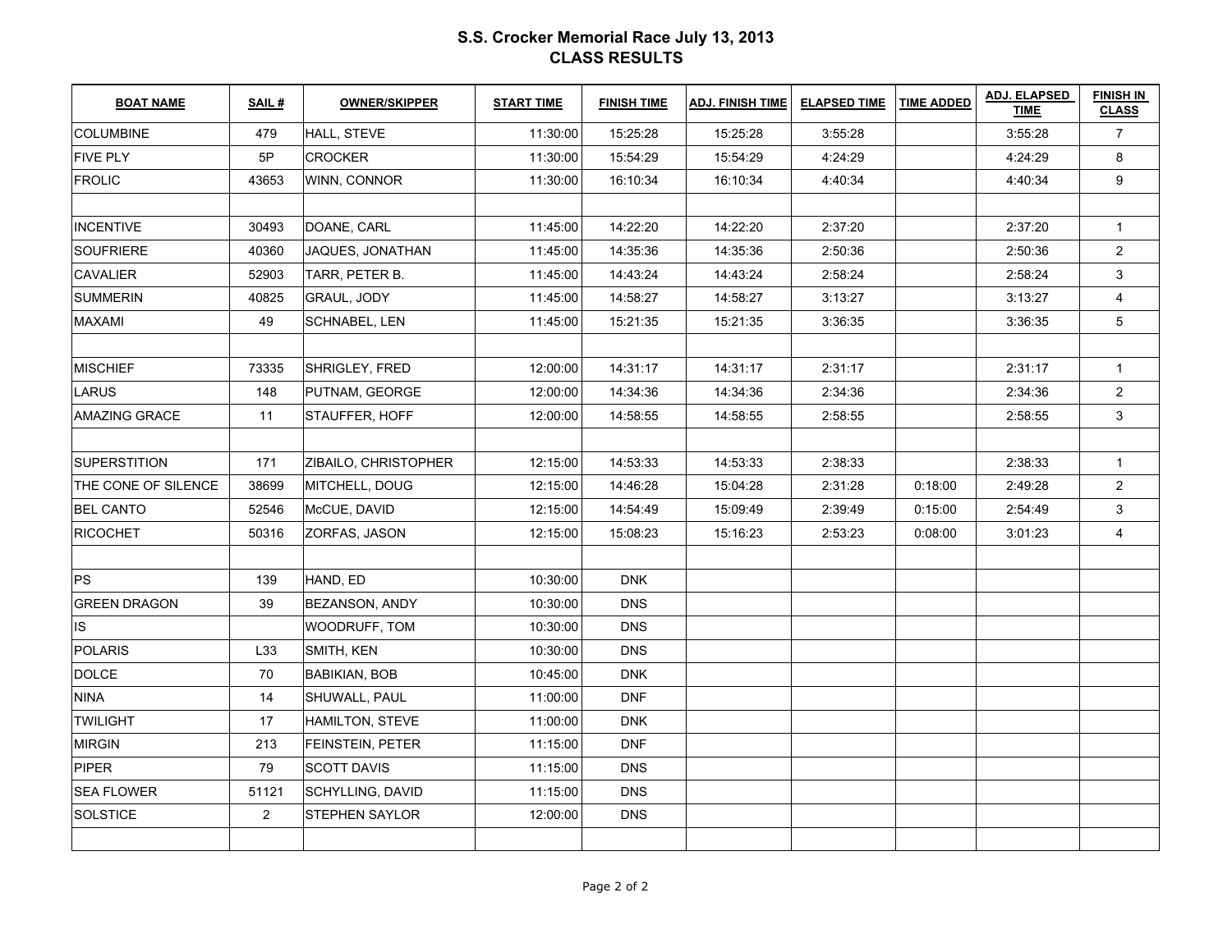# S.S. Crocker Memorial Race July 13, 2013
## CLASS RESULTS

| BOAT NAME | SAIL # | OWNER/SKIPPER | START TIME | FINISH TIME | ADJ. FINISH TIME | ELAPSED TIME | TIME ADDED | ADJ. ELAPSED TIME | FINISH IN CLASS |
|---|---|---|---|---|---|---|---|---|---|
| COLUMBINE | 479 | HALL, STEVE | 11:30:00 | 15:25:28 | 15:25:28 | 3:55:28 | | 3:55:28 | 7 |
| FIVE PLY | 5P | CROCKER | 11:30:00 | 15:54:29 | 15:54:29 | 4:24:29 | | 4:24:29 | 8 |
| FROLIC | 43653 | WINN, CONNOR | 11:30:00 | 16:10:34 | 16:10:34 | 4:40:34 | | 4:40:34 | 9 |
| | | | | | | | | | |
| INCENTIVE | 30493 | DOANE, CARL | 11:45:00 | 14:22:20 | 14:22:20 | 2:37:20 | | 2:37:20 | 1 |
| SOUFRIERE | 40360 | JAQUES, JONATHAN | 11:45:00 | 14:35:36 | 14:35:36 | 2:50:36 | | 2:50:36 | 2 |
| CAVALIER | 52903 | TARR, PETER B. | 11:45:00 | 14:43:24 | 14:43:24 | 2:58:24 | | 2:58:24 | 3 |
| SUMMERIN | 40825 | GRAUL, JODY | 11:45:00 | 14:58:27 | 14:58:27 | 3:13:27 | | 3:13:27 | 4 |
| MAXAMI | 49 | SCHNABEL, LEN | 11:45:00 | 15:21:35 | 15:21:35 | 3:36:35 | | 3:36:35 | 5 |
| | | | | | | | | | |
| MISCHIEF | 73335 | SHRIGLEY, FRED | 12:00:00 | 14:31:17 | 14:31:17 | 2:31:17 | | 2:31:17 | 1 |
| LARUS | 148 | PUTNAM, GEORGE | 12:00:00 | 14:34:36 | 14:34:36 | 2:34:36 | | 2:34:36 | 2 |
| AMAZING GRACE | 11 | STAUFFER, HOFF | 12:00:00 | 14:58:55 | 14:58:55 | 2:58:55 | | 2:58:55 | 3 |
| | | | | | | | | | |
| SUPERSTITION | 171 | ZIBAILO, CHRISTOPHER | 12:15:00 | 14:53:33 | 14:53:33 | 2:38:33 | | 2:38:33 | 1 |
| THE CONE OF SILENCE | 38699 | MITCHELL, DOUG | 12:15:00 | 14:46:28 | 15:04:28 | 2:31:28 | 0:18:00 | 2:49:28 | 2 |
| BEL CANTO | 52546 | McCUE, DAVID | 12:15:00 | 14:54:49 | 15:09:49 | 2:39:49 | 0:15:00 | 2:54:49 | 3 |
| RICOCHET | 50316 | ZORFAS, JASON | 12:15:00 | 15:08:23 | 15:16:23 | 2:53:23 | 0:08:00 | 3:01:23 | 4 |
| | | | | | | | | | |
| PS | 139 | HAND, ED | 10:30:00 | DNK | | | | | |
| GREEN DRAGON | 39 | BEZANSON, ANDY | 10:30:00 | DNS | | | | | |
| IS | | WOODRUFF, TOM | 10:30:00 | DNS | | | | | |
| POLARIS | L33 | SMITH, KEN | 10:30:00 | DNS | | | | | |
| DOLCE | 70 | BABIKIAN, BOB | 10:45:00 | DNK | | | | | |
| NINA | 14 | SHUWALL, PAUL | 11:00:00 | DNF | | | | | |
| TWILIGHT | 17 | HAMILTON, STEVE | 11:00:00 | DNK | | | | | |
| MIRGIN | 213 | FEINSTEIN, PETER | 11:15:00 | DNF | | | | | |
| PIPER | 79 | SCOTT DAVIS | 11:15:00 | DNS | | | | | |
| SEA FLOWER | 51121 | SCHYLLING, DAVID | 11:15:00 | DNS | | | | | |
| SOLSTICE | 2 | STEPHEN SAYLOR | 12:00:00 | DNS | | | | | |